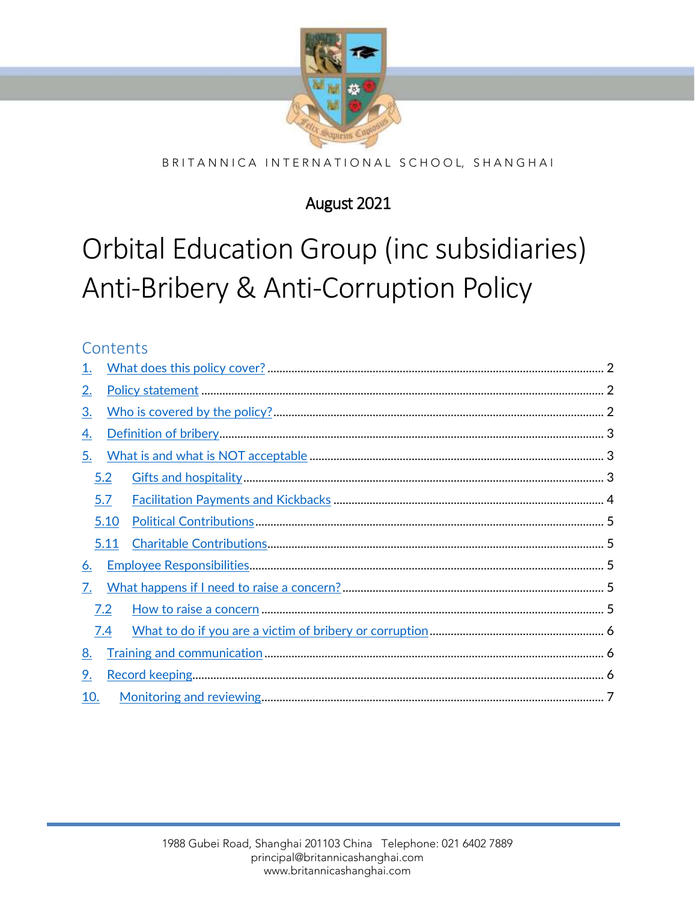BRITANNICA INTERNATIONAL SCHOOL, SHANGHAI

August 2021

# Orbital Education Group (inc subsidiaries) Anti-Bribery & Anti-Corruption Policy

## Contents

1. What does this policy cover? ..... 2
2. Policy statement ..... 2
3. Who is covered by the policy? ..... 2
4. Definition of bribery ..... 3
5. What is and what is NOT acceptable ..... 3
   - 5.2 Gifts and hospitality ..... 3
   - 5.7 Facilitation Payments and Kickbacks ..... 4
   - 5.10 Political Contributions ..... 5
   - 5.11 Charitable Contributions ..... 5
6. Employee Responsibilities ..... 5
7. What happens if I need to raise a concern? ..... 5
   - 7.2 How to raise a concern ..... 5
   - 7.4 What to do if you are a victim of bribery or corruption ..... 6
8. Training and communication ..... 6
9. Record keeping ..... 6
10. Monitoring and reviewing ..... 7

1988 Gubei Road, Shanghai 201103 China Telephone: 021 6402 7889
principal@britannicashanghai.com
www.britannicashanghai.com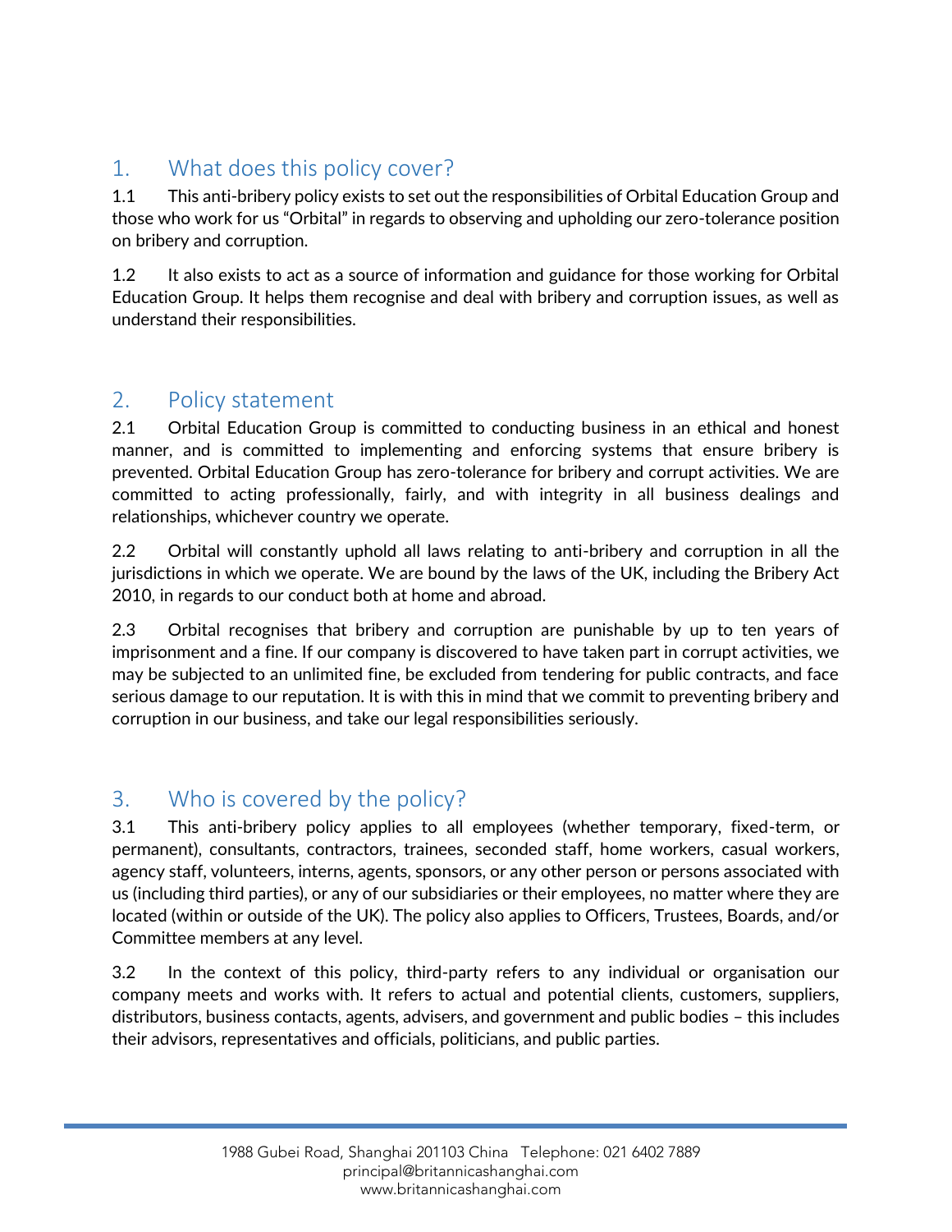## 1. What does this policy cover?

1.1 This anti-bribery policy exists to set out the responsibilities of Orbital Education Group and those who work for us "Orbital" in regards to observing and upholding our zero-tolerance position on bribery and corruption.

1.2 It also exists to act as a source of information and guidance for those working for Orbital Education Group. It helps them recognise and deal with bribery and corruption issues, as well as understand their responsibilities.

## 2. Policy statement

2.1 Orbital Education Group is committed to conducting business in an ethical and honest manner, and is committed to implementing and enforcing systems that ensure bribery is prevented. Orbital Education Group has zero-tolerance for bribery and corrupt activities. We are committed to acting professionally, fairly, and with integrity in all business dealings and relationships, whichever country we operate.

2.2 Orbital will constantly uphold all laws relating to anti-bribery and corruption in all the jurisdictions in which we operate. We are bound by the laws of the UK, including the Bribery Act 2010, in regards to our conduct both at home and abroad.

2.3 Orbital recognises that bribery and corruption are punishable by up to ten years of imprisonment and a fine. If our company is discovered to have taken part in corrupt activities, we may be subjected to an unlimited fine, be excluded from tendering for public contracts, and face serious damage to our reputation. It is with this in mind that we commit to preventing bribery and corruption in our business, and take our legal responsibilities seriously.

## 3. Who is covered by the policy?

3.1 This anti-bribery policy applies to all employees (whether temporary, fixed-term, or permanent), consultants, contractors, trainees, seconded staff, home workers, casual workers, agency staff, volunteers, interns, agents, sponsors, or any other person or persons associated with us (including third parties), or any of our subsidiaries or their employees, no matter where they are located (within or outside of the UK). The policy also applies to Officers, Trustees, Boards, and/or Committee members at any level.

3.2 In the context of this policy, third-party refers to any individual or organisation our company meets and works with. It refers to actual and potential clients, customers, suppliers, distributors, business contacts, agents, advisers, and government and public bodies – this includes their advisors, representatives and officials, politicians, and public parties.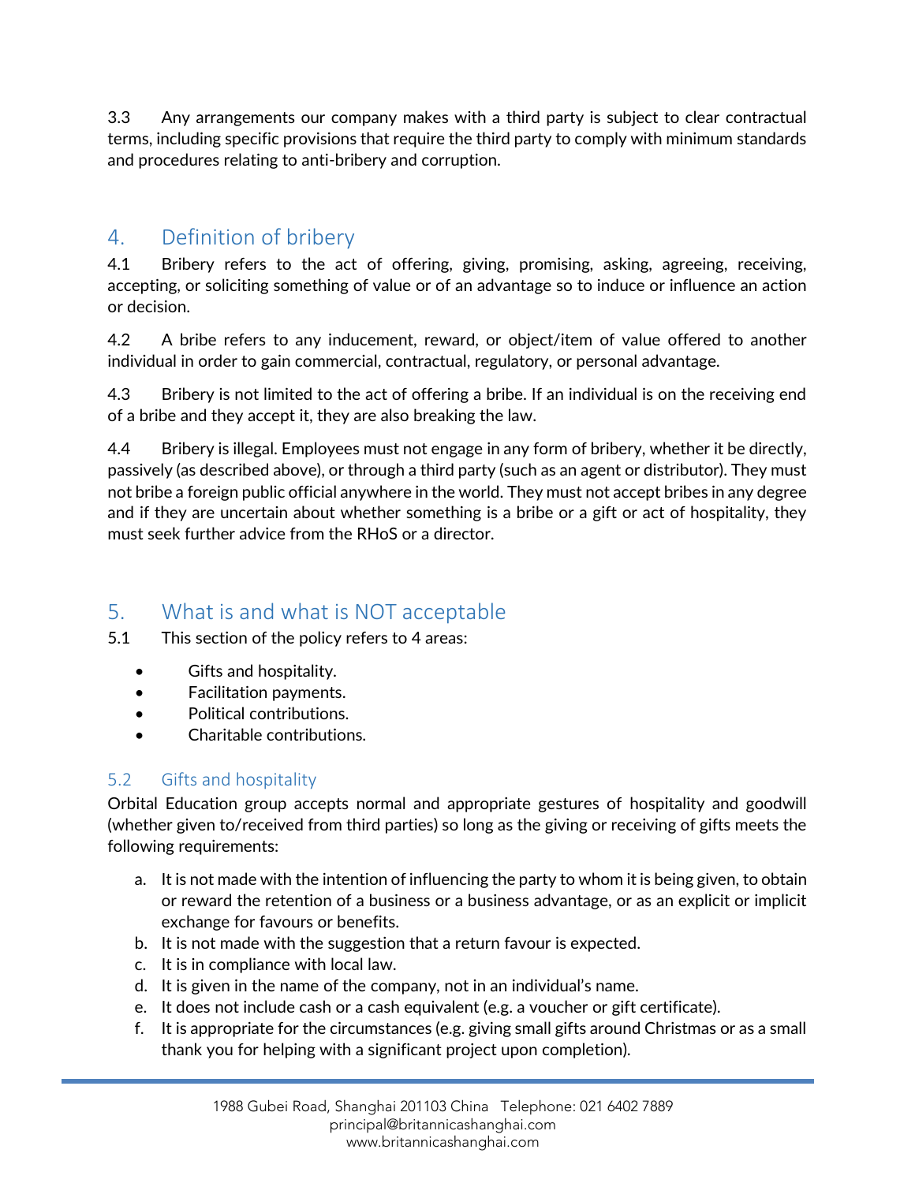3.3 Any arrangements our company makes with a third party is subject to clear contractual terms, including specific provisions that require the third party to comply with minimum standards and procedures relating to anti-bribery and corruption.

## 4. Definition of bribery

4.1 Bribery refers to the act of offering, giving, promising, asking, agreeing, receiving, accepting, or soliciting something of value or of an advantage so to induce or influence an action or decision.

4.2 A bribe refers to any inducement, reward, or object/item of value offered to another individual in order to gain commercial, contractual, regulatory, or personal advantage.

4.3 Bribery is not limited to the act of offering a bribe. If an individual is on the receiving end of a bribe and they accept it, they are also breaking the law.

4.4 Bribery is illegal. Employees must not engage in any form of bribery, whether it be directly, passively (as described above), or through a third party (such as an agent or distributor). They must not bribe a foreign public official anywhere in the world. They must not accept bribes in any degree and if they are uncertain about whether something is a bribe or a gift or act of hospitality, they must seek further advice from the RHoS or a director.

## 5. What is and what is NOT acceptable

5.1 This section of the policy refers to 4 areas:

- Gifts and hospitality.
- Facilitation payments.
- Political contributions.
- Charitable contributions.

### 5.2 Gifts and hospitality

Orbital Education group accepts normal and appropriate gestures of hospitality and goodwill (whether given to/received from third parties) so long as the giving or receiving of gifts meets the following requirements:

a. It is not made with the intention of influencing the party to whom it is being given, to obtain or reward the retention of a business or a business advantage, or as an explicit or implicit exchange for favours or benefits.
b. It is not made with the suggestion that a return favour is expected.
c. It is in compliance with local law.
d. It is given in the name of the company, not in an individual's name.
e. It does not include cash or a cash equivalent (e.g. a voucher or gift certificate).
f. It is appropriate for the circumstances (e.g. giving small gifts around Christmas or as a small thank you for helping with a significant project upon completion).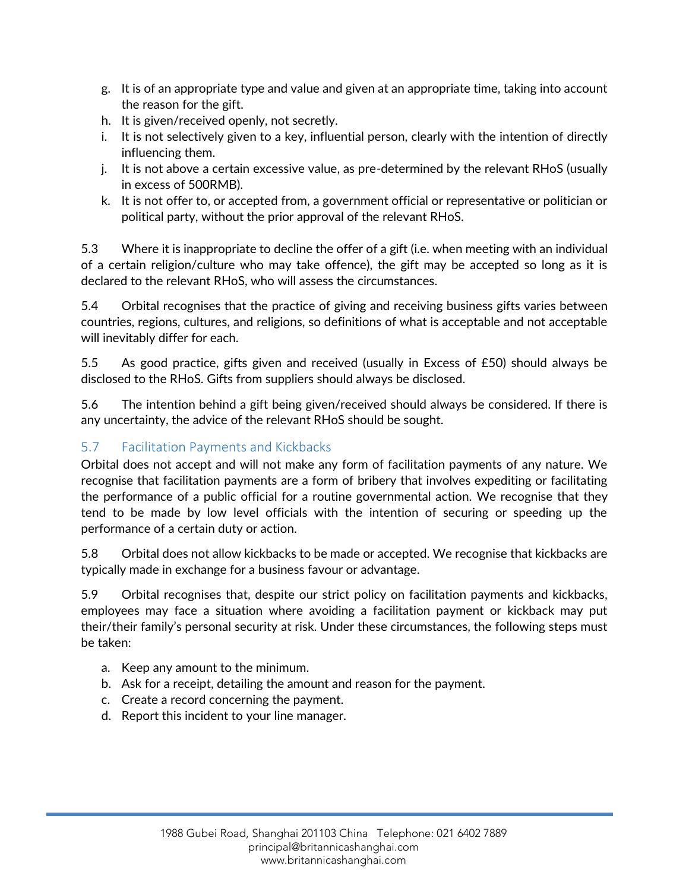g. It is of an appropriate type and value and given at an appropriate time, taking into account the reason for the gift.
h. It is given/received openly, not secretly.
i. It is not selectively given to a key, influential person, clearly with the intention of directly influencing them.
j. It is not above a certain excessive value, as pre-determined by the relevant RHoS (usually in excess of 500RMB).
k. It is not offer to, or accepted from, a government official or representative or politician or political party, without the prior approval of the relevant RHoS.

5.3 Where it is inappropriate to decline the offer of a gift (i.e. when meeting with an individual of a certain religion/culture who may take offence), the gift may be accepted so long as it is declared to the relevant RHoS, who will assess the circumstances.

5.4 Orbital recognises that the practice of giving and receiving business gifts varies between countries, regions, cultures, and religions, so definitions of what is acceptable and not acceptable will inevitably differ for each.

5.5 As good practice, gifts given and received (usually in Excess of £50) should always be disclosed to the RHoS. Gifts from suppliers should always be disclosed.

5.6 The intention behind a gift being given/received should always be considered. If there is any uncertainty, the advice of the relevant RHoS should be sought.

### 5.7 Facilitation Payments and Kickbacks

Orbital does not accept and will not make any form of facilitation payments of any nature. We recognise that facilitation payments are a form of bribery that involves expediting or facilitating the performance of a public official for a routine governmental action. We recognise that they tend to be made by low level officials with the intention of securing or speeding up the performance of a certain duty or action.

5.8 Orbital does not allow kickbacks to be made or accepted. We recognise that kickbacks are typically made in exchange for a business favour or advantage.

5.9 Orbital recognises that, despite our strict policy on facilitation payments and kickbacks, employees may face a situation where avoiding a facilitation payment or kickback may put their/their family's personal security at risk. Under these circumstances, the following steps must be taken:

a. Keep any amount to the minimum.
b. Ask for a receipt, detailing the amount and reason for the payment.
c. Create a record concerning the payment.
d. Report this incident to your line manager.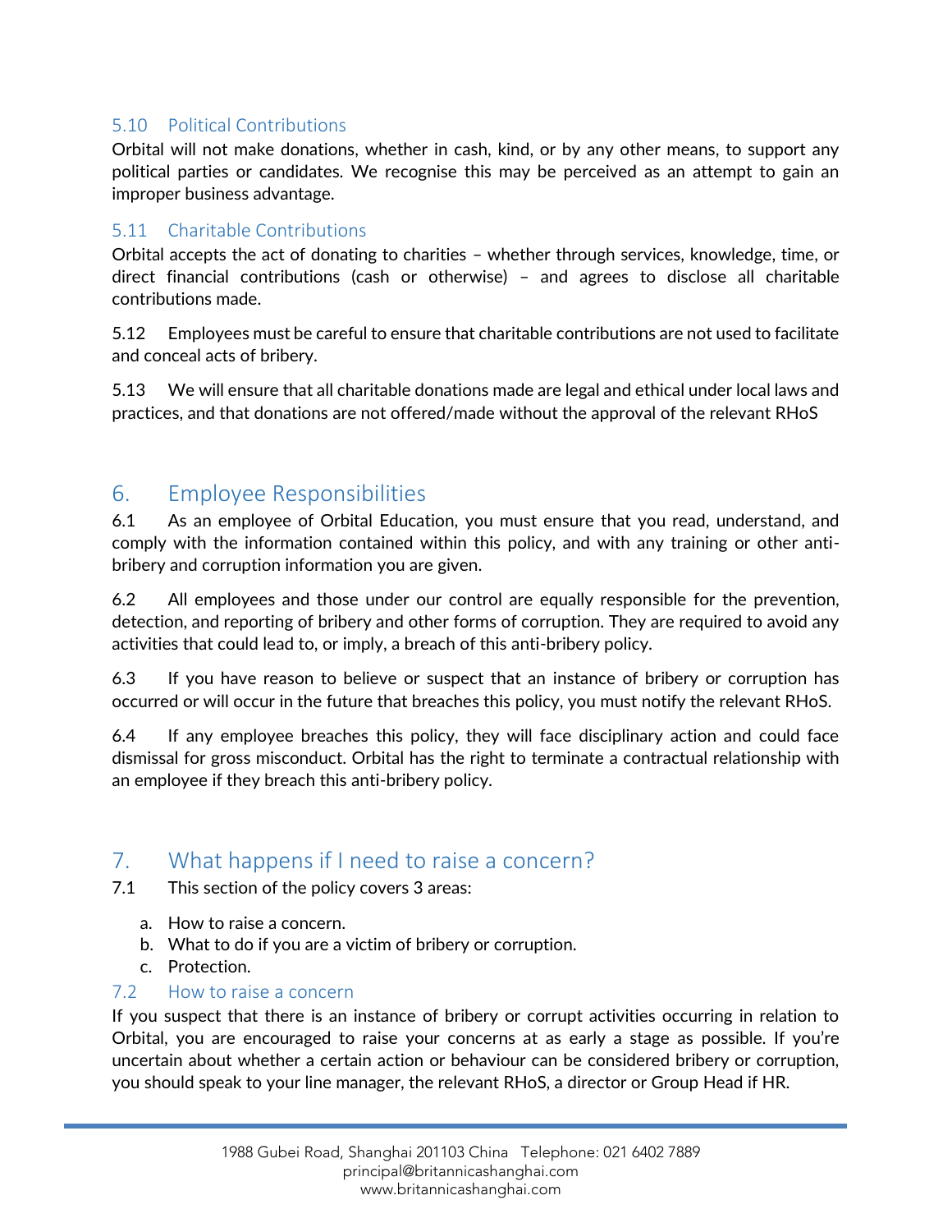### 5.10 Political Contributions

Orbital will not make donations, whether in cash, kind, or by any other means, to support any political parties or candidates. We recognise this may be perceived as an attempt to gain an improper business advantage.

### 5.11 Charitable Contributions

Orbital accepts the act of donating to charities – whether through services, knowledge, time, or direct financial contributions (cash or otherwise) – and agrees to disclose all charitable contributions made.

5.12 Employees must be careful to ensure that charitable contributions are not used to facilitate and conceal acts of bribery.

5.13 We will ensure that all charitable donations made are legal and ethical under local laws and practices, and that donations are not offered/made without the approval of the relevant RHoS

## 6. Employee Responsibilities

6.1 As an employee of Orbital Education, you must ensure that you read, understand, and comply with the information contained within this policy, and with any training or other anti-bribery and corruption information you are given.

6.2 All employees and those under our control are equally responsible for the prevention, detection, and reporting of bribery and other forms of corruption. They are required to avoid any activities that could lead to, or imply, a breach of this anti-bribery policy.

6.3 If you have reason to believe or suspect that an instance of bribery or corruption has occurred or will occur in the future that breaches this policy, you must notify the relevant RHoS.

6.4 If any employee breaches this policy, they will face disciplinary action and could face dismissal for gross misconduct. Orbital has the right to terminate a contractual relationship with an employee if they breach this anti-bribery policy.

## 7. What happens if I need to raise a concern?

7.1 This section of the policy covers 3 areas:

a. How to raise a concern.
b. What to do if you are a victim of bribery or corruption.
c. Protection.

### 7.2 How to raise a concern

If you suspect that there is an instance of bribery or corrupt activities occurring in relation to Orbital, you are encouraged to raise your concerns at as early a stage as possible. If you're uncertain about whether a certain action or behaviour can be considered bribery or corruption, you should speak to your line manager, the relevant RHoS, a director or Group Head if HR.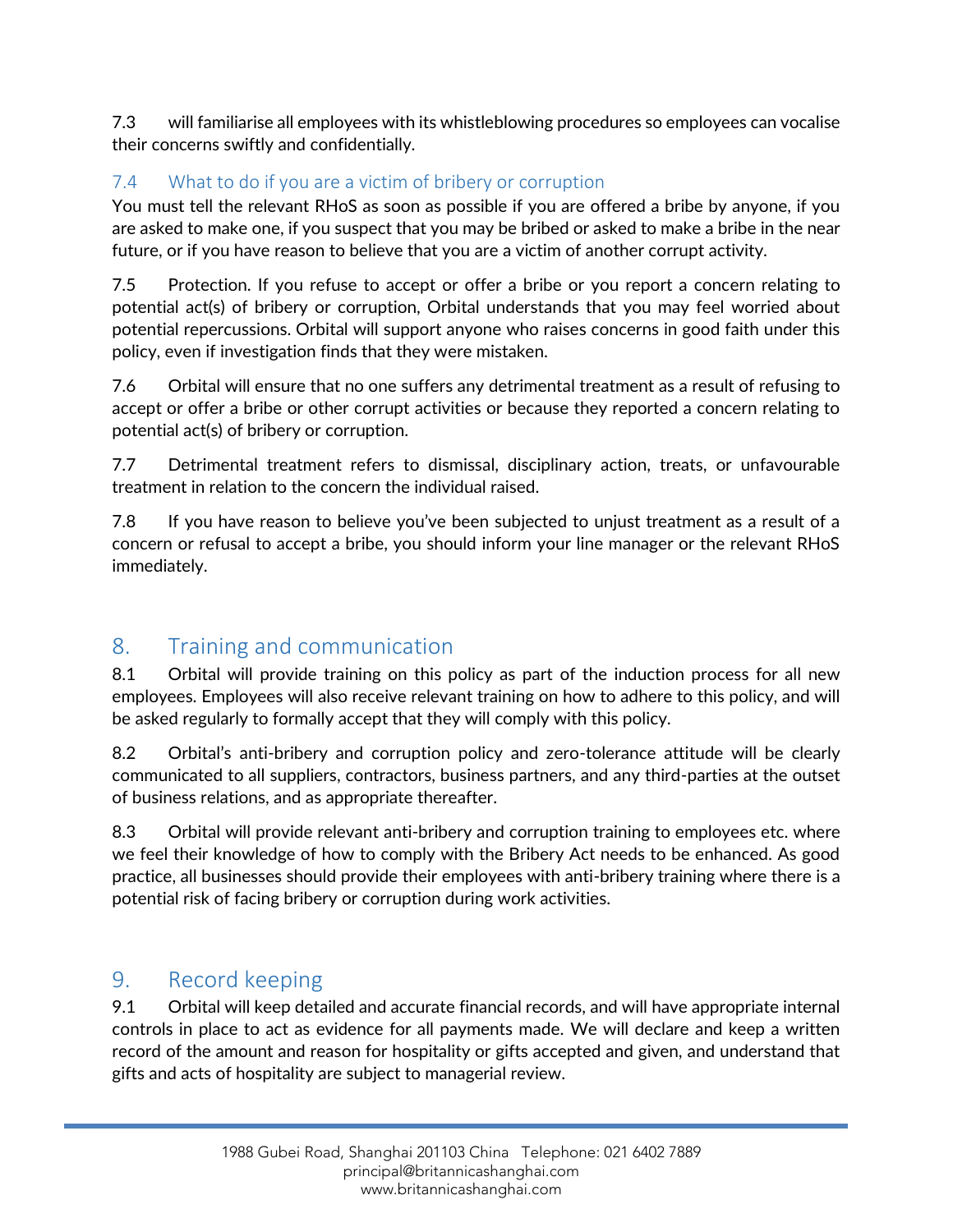7.3 will familiarise all employees with its whistleblowing procedures so employees can vocalise their concerns swiftly and confidentially.

### 7.4 What to do if you are a victim of bribery or corruption

You must tell the relevant RHoS as soon as possible if you are offered a bribe by anyone, if you are asked to make one, if you suspect that you may be bribed or asked to make a bribe in the near future, or if you have reason to believe that you are a victim of another corrupt activity.

7.5 Protection. If you refuse to accept or offer a bribe or you report a concern relating to potential act(s) of bribery or corruption, Orbital understands that you may feel worried about potential repercussions. Orbital will support anyone who raises concerns in good faith under this policy, even if investigation finds that they were mistaken.

7.6 Orbital will ensure that no one suffers any detrimental treatment as a result of refusing to accept or offer a bribe or other corrupt activities or because they reported a concern relating to potential act(s) of bribery or corruption.

7.7 Detrimental treatment refers to dismissal, disciplinary action, treats, or unfavourable treatment in relation to the concern the individual raised.

7.8 If you have reason to believe you've been subjected to unjust treatment as a result of a concern or refusal to accept a bribe, you should inform your line manager or the relevant RHoS immediately.

## 8. Training and communication

8.1 Orbital will provide training on this policy as part of the induction process for all new employees. Employees will also receive relevant training on how to adhere to this policy, and will be asked regularly to formally accept that they will comply with this policy.

8.2 Orbital's anti-bribery and corruption policy and zero-tolerance attitude will be clearly communicated to all suppliers, contractors, business partners, and any third-parties at the outset of business relations, and as appropriate thereafter.

8.3 Orbital will provide relevant anti-bribery and corruption training to employees etc. where we feel their knowledge of how to comply with the Bribery Act needs to be enhanced. As good practice, all businesses should provide their employees with anti-bribery training where there is a potential risk of facing bribery or corruption during work activities.

## 9. Record keeping

9.1 Orbital will keep detailed and accurate financial records, and will have appropriate internal controls in place to act as evidence for all payments made. We will declare and keep a written record of the amount and reason for hospitality or gifts accepted and given, and understand that gifts and acts of hospitality are subject to managerial review.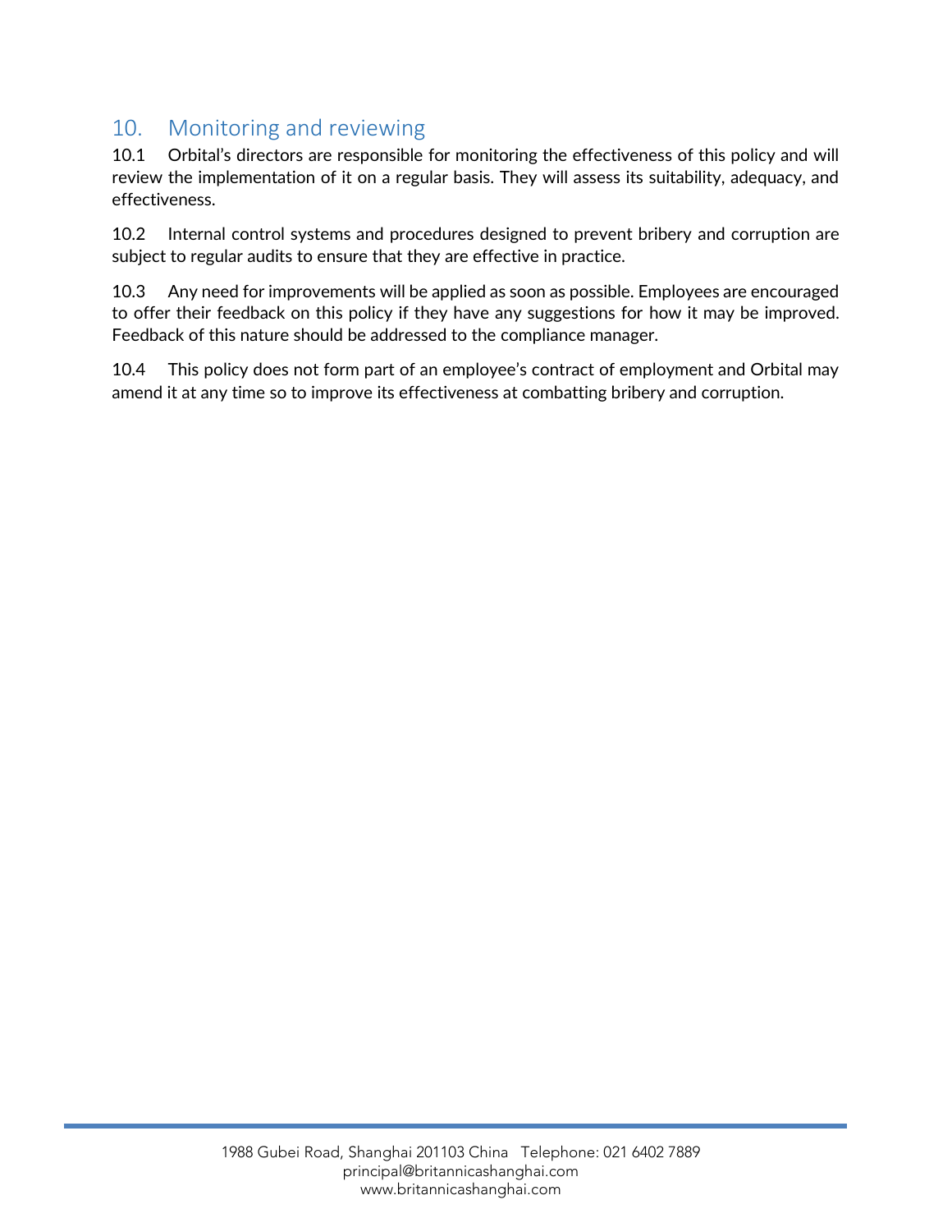## 10. Monitoring and reviewing

10.1 Orbital's directors are responsible for monitoring the effectiveness of this policy and will review the implementation of it on a regular basis. They will assess its suitability, adequacy, and effectiveness.

10.2 Internal control systems and procedures designed to prevent bribery and corruption are subject to regular audits to ensure that they are effective in practice.

10.3 Any need for improvements will be applied as soon as possible. Employees are encouraged to offer their feedback on this policy if they have any suggestions for how it may be improved. Feedback of this nature should be addressed to the compliance manager.

10.4 This policy does not form part of an employee's contract of employment and Orbital may amend it at any time so to improve its effectiveness at combatting bribery and corruption.